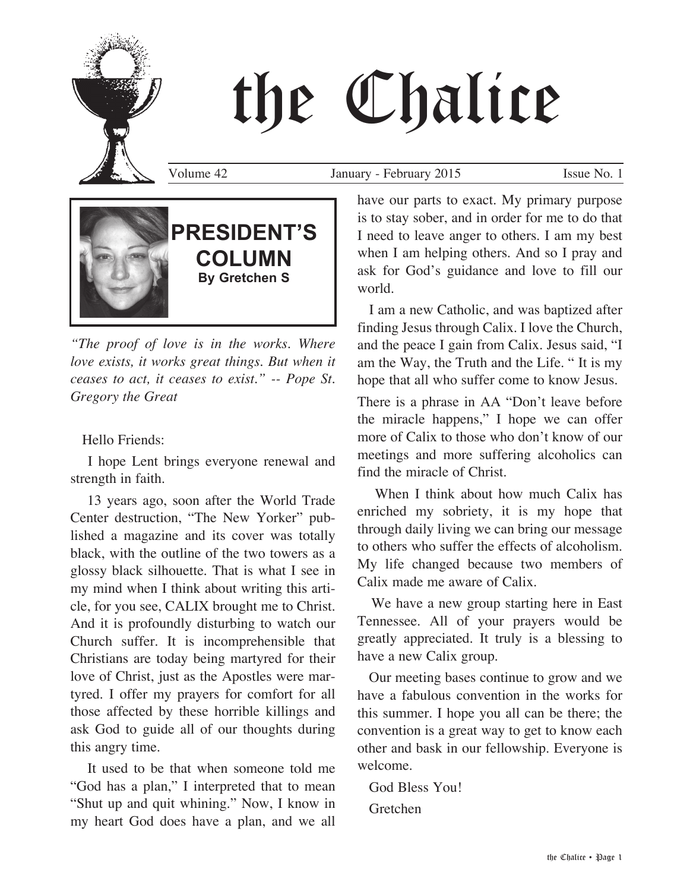# the Chalice

Volume 42 January - February 2015 Issue No. 1

## PRESIDENT'S COLUMN

**By Gretchen S**

*"The proof of love is in the works. Where love exists, it works great things. But when it ceases to act, it ceases to exist." -- Pope St. Gregory the Great*

Hello Friends:

I hope Lent brings everyone renewal and strength in faith.

13 years ago, soon after the World Trade Center destruction, "The New Yorker" published a magazine and its cover was totally black, with the outline of the two towers as a glossy black silhouette. That is what I see in my mind when I think about writing this article, for you see, CALIX brought me to Christ. And it is profoundly disturbing to watch our Church suffer. It is incomprehensible that Christians are today being martyred for their love of Christ, just as the Apostles were martyred. I offer my prayers for comfort for all those affected by these horrible killings and ask God to guide all of our thoughts during this angry time.

It used to be that when someone told me "God has a plan," I interpreted that to mean "Shut up and quit whining." Now, I know in my heart God does have a plan, and we all have our parts to exact. My primary purpose is to stay sober, and in order for me to do that I need to leave anger to others. I am my best when I am helping others. And so I pray and ask for God's guidance and love to fill our world.

I am a new Catholic, and was baptized after finding Jesus through Calix. I love the Church, and the peace I gain from Calix. Jesus said, "I am the Way, the Truth and the Life. " It is my hope that all who suffer come to know Jesus.

There is a phrase in AA "Don't leave before the miracle happens," I hope we can offer more of Calix to those who don't know of our meetings and more suffering alcoholics can find the miracle of Christ.

When I think about how much Calix has enriched my sobriety, it is my hope that through daily living we can bring our message to others who suffer the effects of alcoholism. My life changed because two members of Calix made me aware of Calix.

We have a new group starting here in East Tennessee. All of your prayers would be greatly appreciated. It truly is a blessing to have a new Calix group.

Our meeting bases continue to grow and we have a fabulous convention in the works for this summer. I hope you all can be there; the convention is a great way to get to know each other and bask in our fellowship. Everyone is welcome.

God Bless You!

Gretchen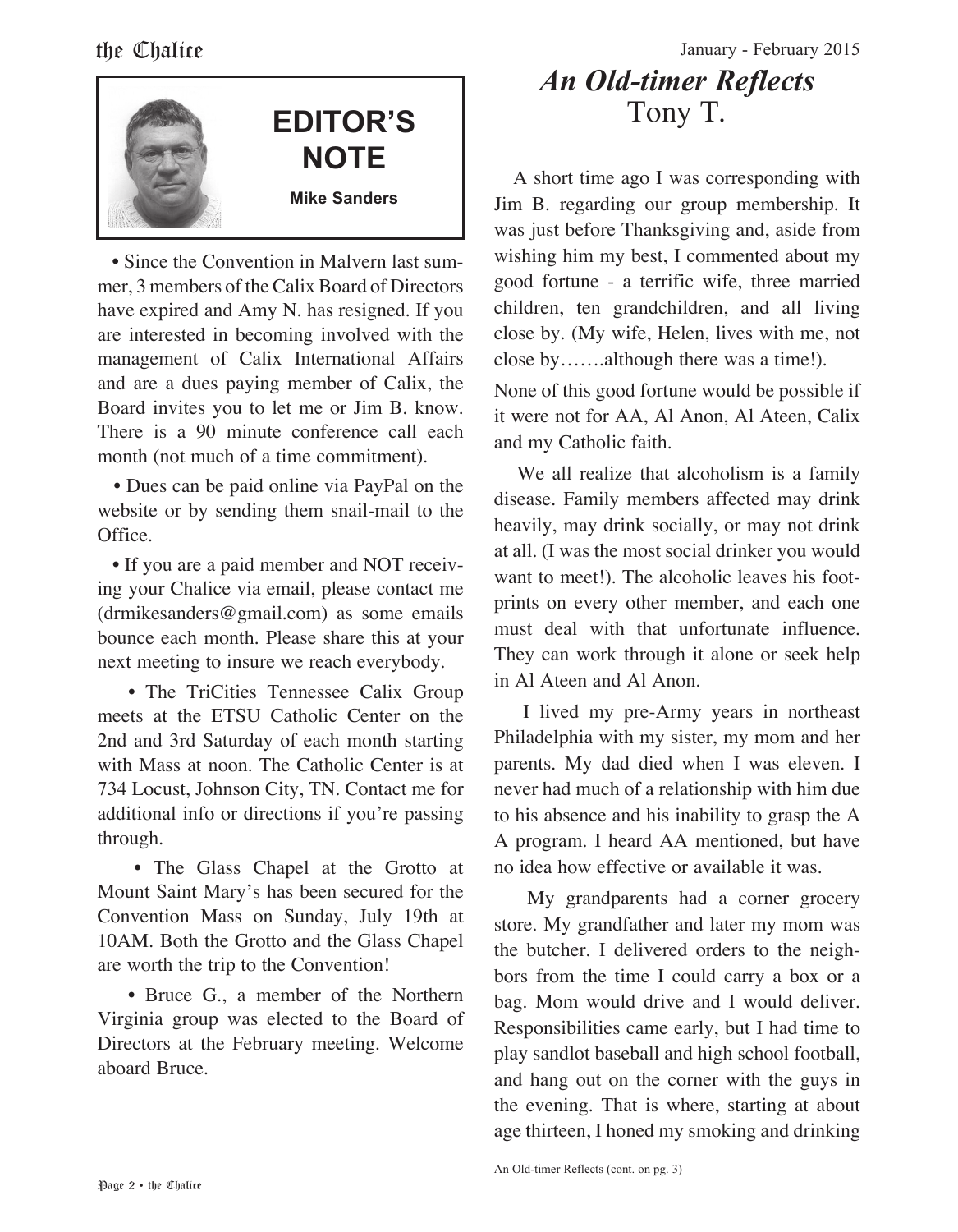## EDITOR'S NOTE

**Mike Sanders**

- Since the Convention in Malvern last summer, 3 members of the Calix Board of Directors have expired and Amy N. has resigned. If you are interested in becoming involved with the management of Calix International Affairs and are a dues paying member of Calix, the Board invites you to let me or Jim B. know. There is a 90 minute conference call each month (not much of a time commitment).

- Dues can be paid online via PayPal on the website or by sending them snail-mail to the Office.

- If you are a paid member and NOT receiving your Chalice via email, please contact me (drmikesanders@gmail.com) as some emails bounce each month. Please share this at your next meeting to insure we reach everybody.

- The TriCities Tennessee Calix Group meets at the ETSU Catholic Center on the 2nd and 3rd Saturday of each month starting with Mass at noon. The Catholic Center is at 734 Locust, Johnson City, TN. Contact me for additional info or directions if you're passing through.

- The Glass Chapel at the Grotto at Mount Saint Mary's has been secured for the Convention Mass on Sunday, July 19th at 10AM. Both the Grotto and the Glass Chapel are worth the trip to the Convention!

- Bruce G., a member of the Northern Virginia group was elected to the Board of Directors at the February meeting. Welcome aboard Bruce.

## *An Old-timer Reflects*

Tony T.

A short time ago I was corresponding with Jim B. regarding our group membership. It was just before Thanksgiving and, aside from wishing him my best, I commented about my good fortune - a terrific wife, three married children, ten grandchildren, and all living close by. (My wife, Helen, lives with me, not close by…….although there was a time!).

None of this good fortune would be possible if it were not for AA, Al Anon, Al Ateen, Calix and my Catholic faith.

We all realize that alcoholism is a family disease. Family members affected may drink heavily, may drink socially, or may not drink at all. (I was the most social drinker you would want to meet!). The alcoholic leaves his footprints on every other member, and each one must deal with that unfortunate influence. They can work through it alone or seek help in Al Ateen and Al Anon.

I lived my pre-Army years in northeast Philadelphia with my sister, my mom and her parents. My dad died when I was eleven. I never had much of a relationship with him due to his absence and his inability to grasp the A A program. I heard AA mentioned, but have no idea how effective or available it was.

My grandparents had a corner grocery store. My grandfather and later my mom was the butcher. I delivered orders to the neighbors from the time I could carry a box or a bag. Mom would drive and I would deliver. Responsibilities came early, but I had time to play sandlot baseball and high school football, and hang out on the corner with the guys in the evening. That is where, starting at about age thirteen, I honed my smoking and drinking

An Old-timer Reflects (cont. on pg. 3)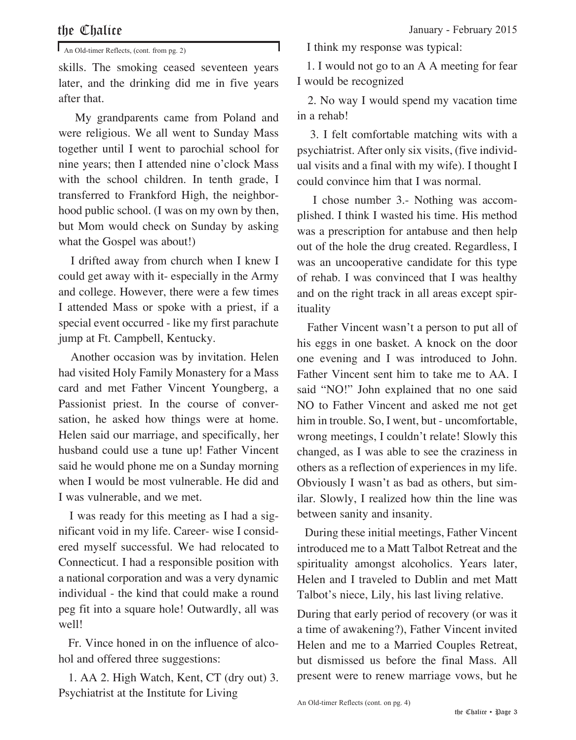An Old-timer Reflects, (cont. from pg. 2)

skills. The smoking ceased seventeen years later, and the drinking did me in five years after that.

My grandparents came from Poland and were religious. We all went to Sunday Mass together until I went to parochial school for nine years; then I attended nine o'clock Mass with the school children. In tenth grade, I transferred to Frankford High, the neighborhood public school. (I was on my own by then, but Mom would check on Sunday by asking what the Gospel was about!)

I drifted away from church when I knew I could get away with it- especially in the Army and college. However, there were a few times I attended Mass or spoke with a priest, if a special event occurred - like my first parachute jump at Ft. Campbell, Kentucky.

Another occasion was by invitation. Helen had visited Holy Family Monastery for a Mass card and met Father Vincent Youngberg, a Passionist priest. In the course of conversation, he asked how things were at home. Helen said our marriage, and specifically, her husband could use a tune up! Father Vincent said he would phone me on a Sunday morning when I would be most vulnerable. He did and I was vulnerable, and we met.

I was ready for this meeting as I had a significant void in my life. Career- wise I considered myself successful. We had relocated to Connecticut. I had a responsible position with a national corporation and was a very dynamic individual - the kind that could make a round peg fit into a square hole! Outwardly, all was well!

Fr. Vince honed in on the influence of alcohol and offered three suggestions:

1. AA 2. High Watch, Kent, CT (dry out) 3. Psychiatrist at the Institute for Living

I think my response was typical:

1. I would not go to an A A meeting for fear I would be recognized

2. No way I would spend my vacation time in a rehab!

3. I felt comfortable matching wits with a psychiatrist. After only six visits, (five individual visits and a final with my wife). I thought I could convince him that I was normal.

I chose number 3.- Nothing was accomplished. I think I wasted his time. His method was a prescription for antabuse and then help out of the hole the drug created. Regardless, I was an uncooperative candidate for this type of rehab. I was convinced that I was healthy and on the right track in all areas except spirituality

Father Vincent wasn't a person to put all of his eggs in one basket. A knock on the door one evening and I was introduced to John. Father Vincent sent him to take me to AA. I said "NO!" John explained that no one said NO to Father Vincent and asked me not get him in trouble. So, I went, but - uncomfortable, wrong meetings, I couldn't relate! Slowly this changed, as I was able to see the craziness in others as a reflection of experiences in my life. Obviously I wasn't as bad as others, but similar. Slowly, I realized how thin the line was between sanity and insanity.

During these initial meetings, Father Vincent introduced me to a Matt Talbot Retreat and the spirituality amongst alcoholics. Years later, Helen and I traveled to Dublin and met Matt Talbot's niece, Lily, his last living relative.

During that early period of recovery (or was it a time of awakening?), Father Vincent invited Helen and me to a Married Couples Retreat, but dismissed us before the final Mass. All present were to renew marriage vows, but he

An Old-timer Reflects (cont. on pg. 4)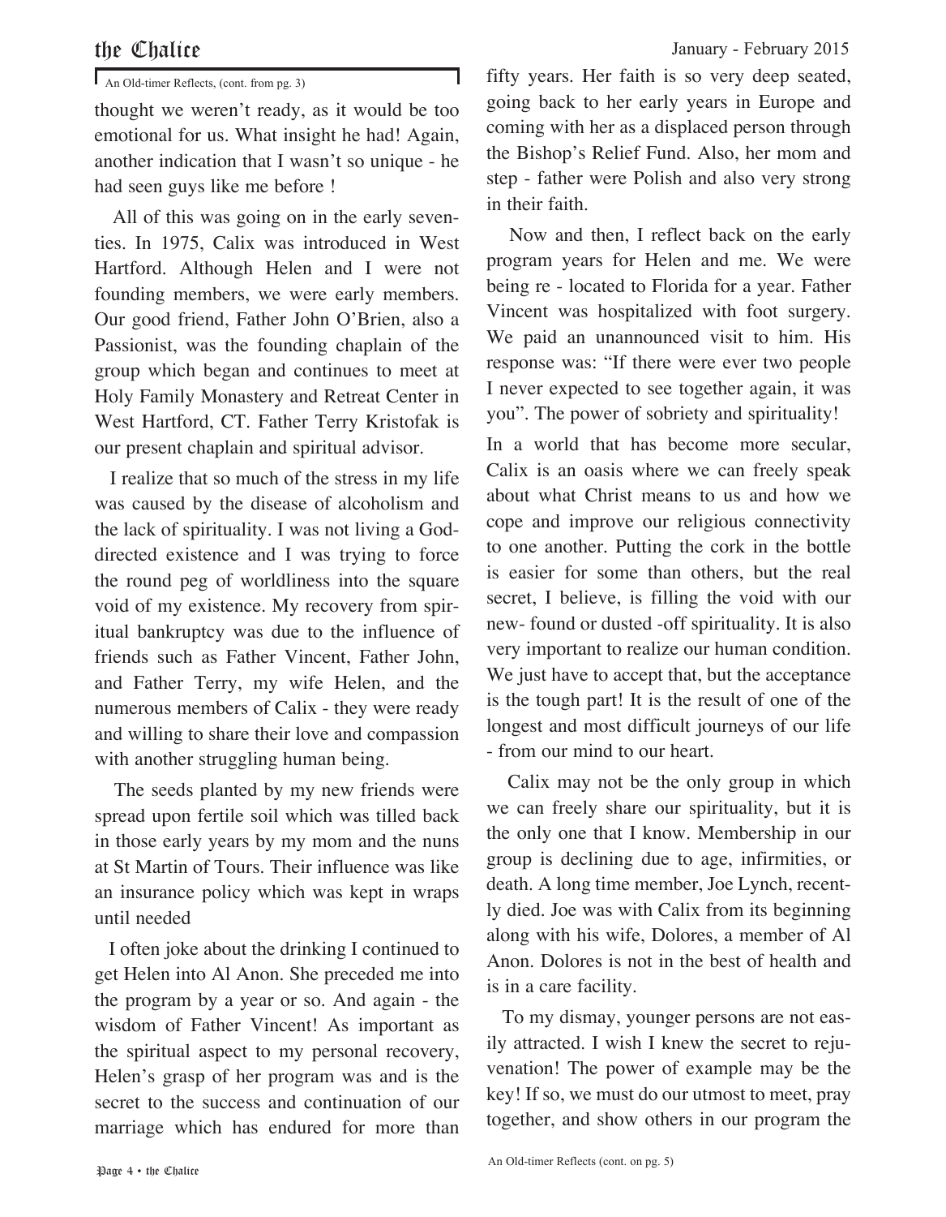An Old-timer Reflects, (cont. from pg. 3)

thought we weren't ready, as it would be too emotional for us. What insight he had! Again, another indication that I wasn't so unique - he had seen guys like me before !

All of this was going on in the early seventies. In 1975, Calix was introduced in West Hartford. Although Helen and I were not founding members, we were early members. Our good friend, Father John O'Brien, also a Passionist, was the founding chaplain of the group which began and continues to meet at Holy Family Monastery and Retreat Center in West Hartford, CT. Father Terry Kristofak is our present chaplain and spiritual advisor.

I realize that so much of the stress in my life was caused by the disease of alcoholism and the lack of spirituality. I was not living a God-directed existence and I was trying to force the round peg of worldliness into the square void of my existence. My recovery from spiritual bankruptcy was due to the influence of friends such as Father Vincent, Father John, and Father Terry, my wife Helen, and the numerous members of Calix - they were ready and willing to share their love and compassion with another struggling human being.

The seeds planted by my new friends were spread upon fertile soil which was tilled back in those early years by my mom and the nuns at St Martin of Tours. Their influence was like an insurance policy which was kept in wraps until needed

I often joke about the drinking I continued to get Helen into Al Anon. She preceded me into the program by a year or so. And again - the wisdom of Father Vincent! As important as the spiritual aspect to my personal recovery, Helen's grasp of her program was and is the secret to the success and continuation of our marriage which has endured for more than fifty years. Her faith is so very deep seated, going back to her early years in Europe and coming with her as a displaced person through the Bishop's Relief Fund. Also, her mom and step - father were Polish and also very strong in their faith.

Now and then, I reflect back on the early program years for Helen and me. We were being re - located to Florida for a year. Father Vincent was hospitalized with foot surgery. We paid an unannounced visit to him. His response was: "If there were ever two people I never expected to see together again, it was you". The power of sobriety and spirituality!

In a world that has become more secular, Calix is an oasis where we can freely speak about what Christ means to us and how we cope and improve our religious connectivity to one another. Putting the cork in the bottle is easier for some than others, but the real secret, I believe, is filling the void with our new- found or dusted -off spirituality. It is also very important to realize our human condition. We just have to accept that, but the acceptance is the tough part! It is the result of one of the longest and most difficult journeys of our life - from our mind to our heart.

Calix may not be the only group in which we can freely share our spirituality, but it is the only one that I know. Membership in our group is declining due to age, infirmities, or death. A long time member, Joe Lynch, recently died. Joe was with Calix from its beginning along with his wife, Dolores, a member of Al Anon. Dolores is not in the best of health and is in a care facility.

To my dismay, younger persons are not easily attracted. I wish I knew the secret to rejuvenation! The power of example may be the key! If so, we must do our utmost to meet, pray together, and show others in our program the

An Old-timer Reflects (cont. on pg. 5)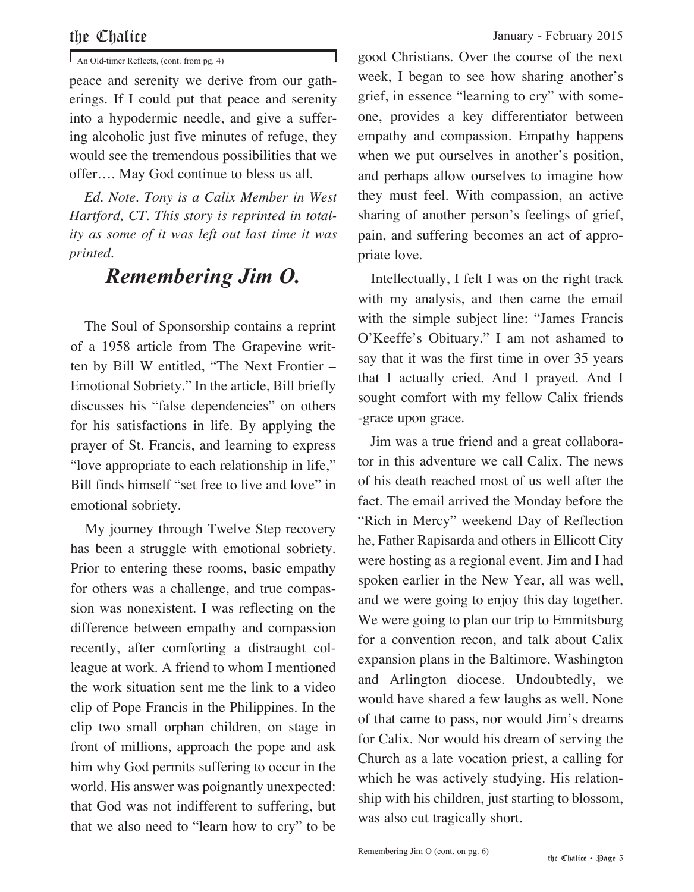An Old-timer Reflects, (cont. from pg. 4)

peace and serenity we derive from our gatherings. If I could put that peace and serenity into a hypodermic needle, and give a suffering alcoholic just five minutes of refuge, they would see the tremendous possibilities that we offer…. May God continue to bless us all.

*Ed. Note. Tony is a Calix Member in West Hartford, CT. This story is reprinted in totality as some of it was left out last time it was printed.*

## *Remembering Jim O.*

The Soul of Sponsorship contains a reprint of a 1958 article from The Grapevine written by Bill W entitled, "The Next Frontier – Emotional Sobriety." In the article, Bill briefly discusses his "false dependencies" on others for his satisfactions in life. By applying the prayer of St. Francis, and learning to express "love appropriate to each relationship in life," Bill finds himself "set free to live and love" in emotional sobriety.

My journey through Twelve Step recovery has been a struggle with emotional sobriety. Prior to entering these rooms, basic empathy for others was a challenge, and true compassion was nonexistent. I was reflecting on the difference between empathy and compassion recently, after comforting a distraught colleague at work. A friend to whom I mentioned the work situation sent me the link to a video clip of Pope Francis in the Philippines. In the clip two small orphan children, on stage in front of millions, approach the pope and ask him why God permits suffering to occur in the world. His answer was poignantly unexpected: that God was not indifferent to suffering, but that we also need to "learn how to cry" to be good Christians. Over the course of the next week, I began to see how sharing another's grief, in essence "learning to cry" with someone, provides a key differentiator between empathy and compassion. Empathy happens when we put ourselves in another's position, and perhaps allow ourselves to imagine how they must feel. With compassion, an active sharing of another person's feelings of grief, pain, and suffering becomes an act of appropriate love.

Intellectually, I felt I was on the right track with my analysis, and then came the email with the simple subject line: "James Francis O'Keeffe's Obituary." I am not ashamed to say that it was the first time in over 35 years that I actually cried. And I prayed. And I sought comfort with my fellow Calix friends -grace upon grace.

Jim was a true friend and a great collaborator in this adventure we call Calix. The news of his death reached most of us well after the fact. The email arrived the Monday before the "Rich in Mercy" weekend Day of Reflection he, Father Rapisarda and others in Ellicott City were hosting as a regional event. Jim and I had spoken earlier in the New Year, all was well, and we were going to enjoy this day together. We were going to plan our trip to Emmitsburg for a convention recon, and talk about Calix expansion plans in the Baltimore, Washington and Arlington diocese. Undoubtedly, we would have shared a few laughs as well. None of that came to pass, nor would Jim's dreams for Calix. Nor would his dream of serving the Church as a late vocation priest, a calling for which he was actively studying. His relationship with his children, just starting to blossom, was also cut tragically short.

Remembering Jim O (cont. on pg. 6)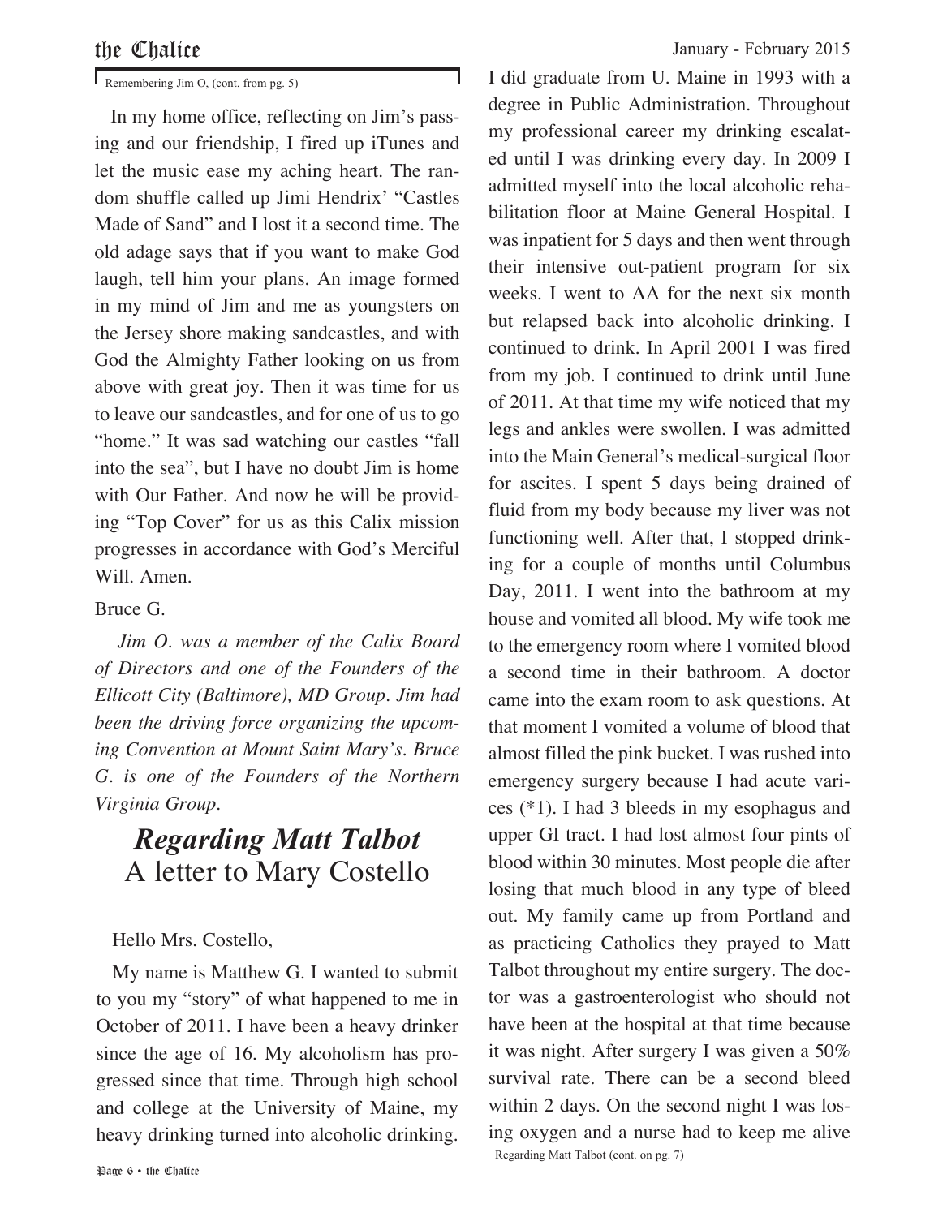Remembering Jim O, (cont. from pg. 5)

In my home office, reflecting on Jim's passing and our friendship, I fired up iTunes and let the music ease my aching heart. The random shuffle called up Jimi Hendrix' "Castles Made of Sand" and I lost it a second time. The old adage says that if you want to make God laugh, tell him your plans. An image formed in my mind of Jim and me as youngsters on the Jersey shore making sandcastles, and with God the Almighty Father looking on us from above with great joy. Then it was time for us to leave our sandcastles, and for one of us to go "home." It was sad watching our castles "fall into the sea", but I have no doubt Jim is home with Our Father. And now he will be providing "Top Cover" for us as this Calix mission progresses in accordance with God's Merciful Will. Amen.

Bruce G.

*Jim O. was a member of the Calix Board of Directors and one of the Founders of the Ellicott City (Baltimore), MD Group. Jim had been the driving force organizing the upcoming Convention at Mount Saint Mary's. Bruce G. is one of the Founders of the Northern Virginia Group.*

## *Regarding Matt Talbot*
## A letter to Mary Costello

Hello Mrs. Costello,

My name is Matthew G. I wanted to submit to you my "story" of what happened to me in October of 2011. I have been a heavy drinker since the age of 16. My alcoholism has progressed since that time. Through high school and college at the University of Maine, my heavy drinking turned into alcoholic drinking. I did graduate from U. Maine in 1993 with a degree in Public Administration. Throughout my professional career my drinking escalated until I was drinking every day. In 2009 I admitted myself into the local alcoholic rehabilitation floor at Maine General Hospital. I was inpatient for 5 days and then went through their intensive out-patient program for six weeks. I went to AA for the next six month but relapsed back into alcoholic drinking. I continued to drink. In April 2001 I was fired from my job. I continued to drink until June of 2011. At that time my wife noticed that my legs and ankles were swollen. I was admitted into the Main General's medical-surgical floor for ascites. I spent 5 days being drained of fluid from my body because my liver was not functioning well. After that, I stopped drinking for a couple of months until Columbus Day, 2011. I went into the bathroom at my house and vomited all blood. My wife took me to the emergency room where I vomited blood a second time in their bathroom. A doctor came into the exam room to ask questions. At that moment I vomited a volume of blood that almost filled the pink bucket. I was rushed into emergency surgery because I had acute varices (*1). I had 3 bleeds in my esophagus and upper GI tract. I had lost almost four pints of blood within 30 minutes. Most people die after losing that much blood in any type of bleed out. My family came up from Portland and as practicing Catholics they prayed to Matt Talbot throughout my entire surgery. The doctor was a gastroenterologist who should not have been at the hospital at that time because it was night. After surgery I was given a 50% survival rate. There can be a second bleed within 2 days. On the second night I was losing oxygen and a nurse had to keep me alive

Regarding Matt Talbot (cont. on pg. 7)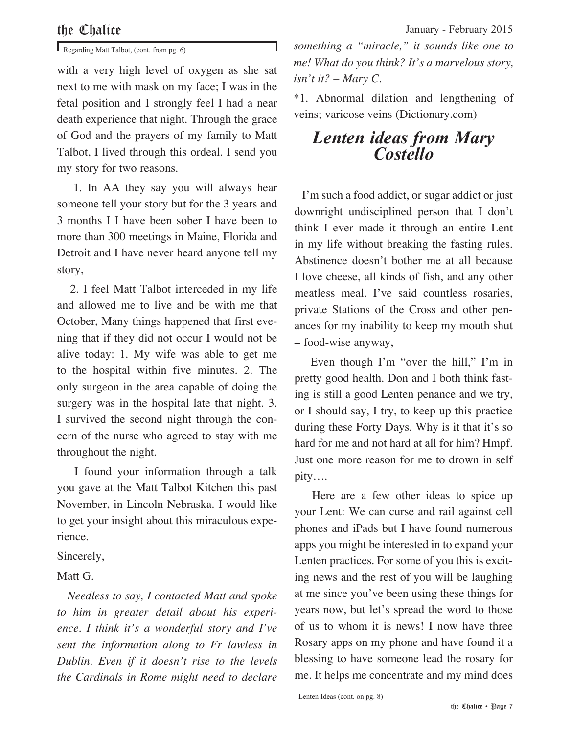Regarding Matt Talbot, (cont. from pg. 6)

with a very high level of oxygen as she sat next to me with mask on my face; I was in the fetal position and I strongly feel I had a near death experience that night. Through the grace of God and the prayers of my family to Matt Talbot, I lived through this ordeal. I send you my story for two reasons.

1. In AA they say you will always hear someone tell your story but for the 3 years and 3 months I I have been sober I have been to more than 300 meetings in Maine, Florida and Detroit and I have never heard anyone tell my story,

2. I feel Matt Talbot interceded in my life and allowed me to live and be with me that October, Many things happened that first evening that if they did not occur I would not be alive today: 1. My wife was able to get me to the hospital within five minutes. 2. The only surgeon in the area capable of doing the surgery was in the hospital late that night. 3. I survived the second night through the concern of the nurse who agreed to stay with me throughout the night.

I found your information through a talk you gave at the Matt Talbot Kitchen this past November, in Lincoln Nebraska. I would like to get your insight about this miraculous experience.

Sincerely,

Matt G.

*Needless to say, I contacted Matt and spoke to him in greater detail about his experience. I think it's a wonderful story and I've sent the information along to Fr lawless in Dublin. Even if it doesn't rise to the levels the Cardinals in Rome might need to declare something a "miracle," it sounds like one to me! What do you think? It's a marvelous story, isn't it? – Mary C.*

*1. Abnormal dilation and lengthening of veins; varicose veins (Dictionary.com)

## *Lenten ideas from Mary Costello*

I'm such a food addict, or sugar addict or just downright undisciplined person that I don't think I ever made it through an entire Lent in my life without breaking the fasting rules. Abstinence doesn't bother me at all because I love cheese, all kinds of fish, and any other meatless meal. I've said countless rosaries, private Stations of the Cross and other penances for my inability to keep my mouth shut – food-wise anyway,

Even though I'm "over the hill," I'm in pretty good health. Don and I both think fasting is still a good Lenten penance and we try, or I should say, I try, to keep up this practice during these Forty Days. Why is it that it's so hard for me and not hard at all for him? Hmpf. Just one more reason for me to drown in self pity….

Here are a few other ideas to spice up your Lent: We can curse and rail against cell phones and iPads but I have found numerous apps you might be interested in to expand your Lenten practices. For some of you this is exciting news and the rest of you will be laughing at me since you've been using these things for years now, but let's spread the word to those of us to whom it is news! I now have three Rosary apps on my phone and have found it a blessing to have someone lead the rosary for me. It helps me concentrate and my mind does

Lenten Ideas (cont. on pg. 8)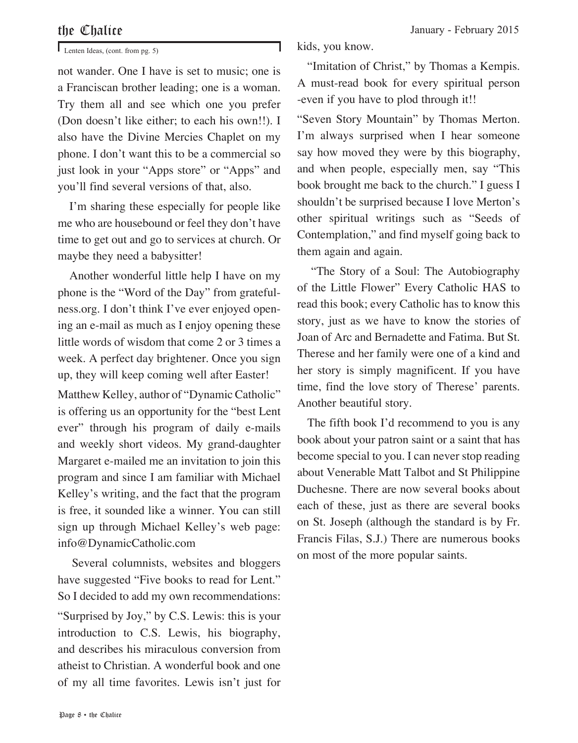Lenten Ideas, (cont. from pg. 5)

not wander. One I have is set to music; one is a Franciscan brother leading; one is a woman. Try them all and see which one you prefer (Don doesn't like either; to each his own!!). I also have the Divine Mercies Chaplet on my phone. I don't want this to be a commercial so just look in your "Apps store" or "Apps" and you'll find several versions of that, also.

I'm sharing these especially for people like me who are housebound or feel they don't have time to get out and go to services at church. Or maybe they need a babysitter!

Another wonderful little help I have on my phone is the "Word of the Day" from gratefulness.org. I don't think I've ever enjoyed opening an e-mail as much as I enjoy opening these little words of wisdom that come 2 or 3 times a week. A perfect day brightener. Once you sign up, they will keep coming well after Easter!

Matthew Kelley, author of "Dynamic Catholic" is offering us an opportunity for the "best Lent ever" through his program of daily e-mails and weekly short videos. My grand-daughter Margaret e-mailed me an invitation to join this program and since I am familiar with Michael Kelley's writing, and the fact that the program is free, it sounded like a winner. You can still sign up through Michael Kelley's web page: info@DynamicCatholic.com

Several columnists, websites and bloggers have suggested "Five books to read for Lent." So I decided to add my own recommendations:

"Surprised by Joy," by C.S. Lewis: this is your introduction to C.S. Lewis, his biography, and describes his miraculous conversion from atheist to Christian. A wonderful book and one of my all time favorites. Lewis isn't just for kids, you know.

"Imitation of Christ," by Thomas a Kempis. A must-read book for every spiritual person -even if you have to plod through it!!

"Seven Story Mountain" by Thomas Merton. I'm always surprised when I hear someone say how moved they were by this biography, and when people, especially men, say "This book brought me back to the church." I guess I shouldn't be surprised because I love Merton's other spiritual writings such as "Seeds of Contemplation," and find myself going back to them again and again.

"The Story of a Soul: The Autobiography of the Little Flower" Every Catholic HAS to read this book; every Catholic has to know this story, just as we have to know the stories of Joan of Arc and Bernadette and Fatima. But St. Therese and her family were one of a kind and her story is simply magnificent. If you have time, find the love story of Therese' parents. Another beautiful story.

The fifth book I'd recommend to you is any book about your patron saint or a saint that has become special to you. I can never stop reading about Venerable Matt Talbot and St Philippine Duchesne. There are now several books about each of these, just as there are several books on St. Joseph (although the standard is by Fr. Francis Filas, S.J.) There are numerous books on most of the more popular saints.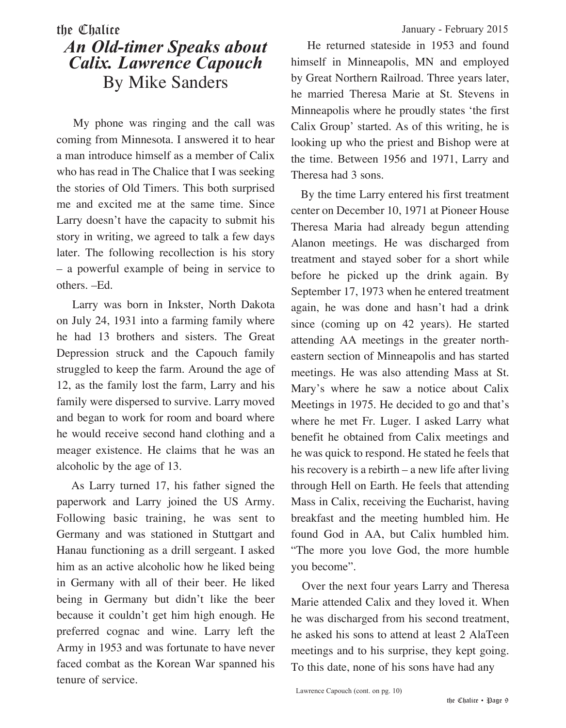# An Old-timer Speaks about Calix. Lawrence Capouch

By Mike Sanders

My phone was ringing and the call was coming from Minnesota. I answered it to hear a man introduce himself as a member of Calix who has read in The Chalice that I was seeking the stories of Old Timers. This both surprised me and excited me at the same time. Since Larry doesn't have the capacity to submit his story in writing, we agreed to talk a few days later. The following recollection is his story – a powerful example of being in service to others. –Ed.

Larry was born in Inkster, North Dakota on July 24, 1931 into a farming family where he had 13 brothers and sisters. The Great Depression struck and the Capouch family struggled to keep the farm. Around the age of 12, as the family lost the farm, Larry and his family were dispersed to survive. Larry moved and began to work for room and board where he would receive second hand clothing and a meager existence. He claims that he was an alcoholic by the age of 13.

As Larry turned 17, his father signed the paperwork and Larry joined the US Army. Following basic training, he was sent to Germany and was stationed in Stuttgart and Hanau functioning as a drill sergeant. I asked him as an active alcoholic how he liked being in Germany with all of their beer. He liked being in Germany but didn't like the beer because it couldn't get him high enough. He preferred cognac and wine. Larry left the Army in 1953 and was fortunate to have never faced combat as the Korean War spanned his tenure of service.

He returned stateside in 1953 and found himself in Minneapolis, MN and employed by Great Northern Railroad. Three years later, he married Theresa Marie at St. Stevens in Minneapolis where he proudly states 'the first Calix Group' started. As of this writing, he is looking up who the priest and Bishop were at the time. Between 1956 and 1971, Larry and Theresa had 3 sons.

By the time Larry entered his first treatment center on December 10, 1971 at Pioneer House Theresa Maria had already begun attending Alanon meetings. He was discharged from treatment and stayed sober for a short while before he picked up the drink again. By September 17, 1973 when he entered treatment again, he was done and hasn't had a drink since (coming up on 42 years). He started attending AA meetings in the greater north-eastern section of Minneapolis and has started meetings. He was also attending Mass at St. Mary's where he saw a notice about Calix Meetings in 1975. He decided to go and that's where he met Fr. Luger. I asked Larry what benefit he obtained from Calix meetings and he was quick to respond. He stated he feels that his recovery is a rebirth – a new life after living through Hell on Earth. He feels that attending Mass in Calix, receiving the Eucharist, having breakfast and the meeting humbled him. He found God in AA, but Calix humbled him. "The more you love God, the more humble you become".

Over the next four years Larry and Theresa Marie attended Calix and they loved it. When he was discharged from his second treatment, he asked his sons to attend at least 2 AlaTeen meetings and to his surprise, they kept going. To this date, none of his sons have had any

Lawrence Capouch (cont. on pg. 10)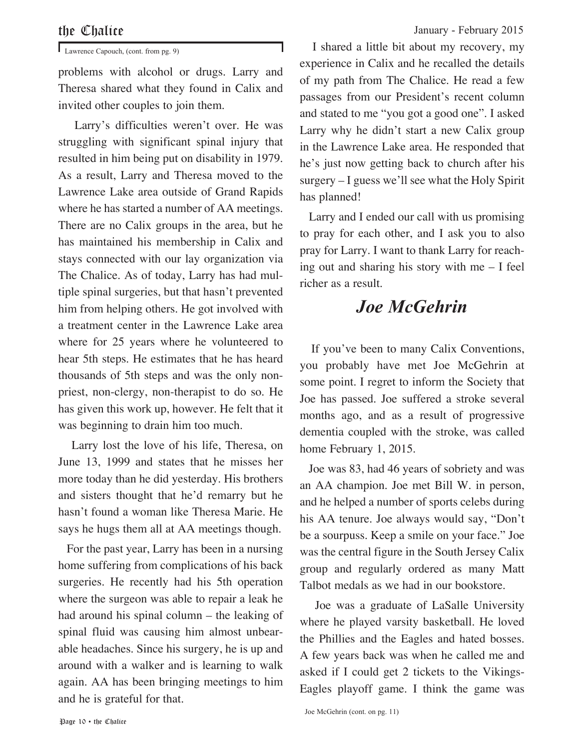Lawrence Capouch, (cont. from pg. 9)

problems with alcohol or drugs. Larry and Theresa shared what they found in Calix and invited other couples to join them.

Larry's difficulties weren't over. He was struggling with significant spinal injury that resulted in him being put on disability in 1979. As a result, Larry and Theresa moved to the Lawrence Lake area outside of Grand Rapids where he has started a number of AA meetings. There are no Calix groups in the area, but he has maintained his membership in Calix and stays connected with our lay organization via The Chalice. As of today, Larry has had multiple spinal surgeries, but that hasn't prevented him from helping others. He got involved with a treatment center in the Lawrence Lake area where for 25 years where he volunteered to hear 5th steps. He estimates that he has heard thousands of 5th steps and was the only non-priest, non-clergy, non-therapist to do so. He has given this work up, however. He felt that it was beginning to drain him too much.

Larry lost the love of his life, Theresa, on June 13, 1999 and states that he misses her more today than he did yesterday. His brothers and sisters thought that he'd remarry but he hasn't found a woman like Theresa Marie. He says he hugs them all at AA meetings though.

For the past year, Larry has been in a nursing home suffering from complications of his back surgeries. He recently had his 5th operation where the surgeon was able to repair a leak he had around his spinal column – the leaking of spinal fluid was causing him almost unbearable headaches. Since his surgery, he is up and around with a walker and is learning to walk again. AA has been bringing meetings to him and he is grateful for that.

I shared a little bit about my recovery, my experience in Calix and he recalled the details of my path from The Chalice. He read a few passages from our President's recent column and stated to me "you got a good one". I asked Larry why he didn't start a new Calix group in the Lawrence Lake area. He responded that he's just now getting back to church after his surgery – I guess we'll see what the Holy Spirit has planned!

Larry and I ended our call with us promising to pray for each other, and I ask you to also pray for Larry. I want to thank Larry for reaching out and sharing his story with me – I feel richer as a result.

## *Joe McGehrin*

If you've been to many Calix Conventions, you probably have met Joe McGehrin at some point. I regret to inform the Society that Joe has passed. Joe suffered a stroke several months ago, and as a result of progressive dementia coupled with the stroke, was called home February 1, 2015.

Joe was 83, had 46 years of sobriety and was an AA champion. Joe met Bill W. in person, and he helped a number of sports celebs during his AA tenure. Joe always would say, "Don't be a sourpuss. Keep a smile on your face." Joe was the central figure in the South Jersey Calix group and regularly ordered as many Matt Talbot medals as we had in our bookstore.

Joe was a graduate of LaSalle University where he played varsity basketball. He loved the Phillies and the Eagles and hated bosses. A few years back was when he called me and asked if I could get 2 tickets to the Vikings-Eagles playoff game. I think the game was

Joe McGehrin (cont. on pg. 11)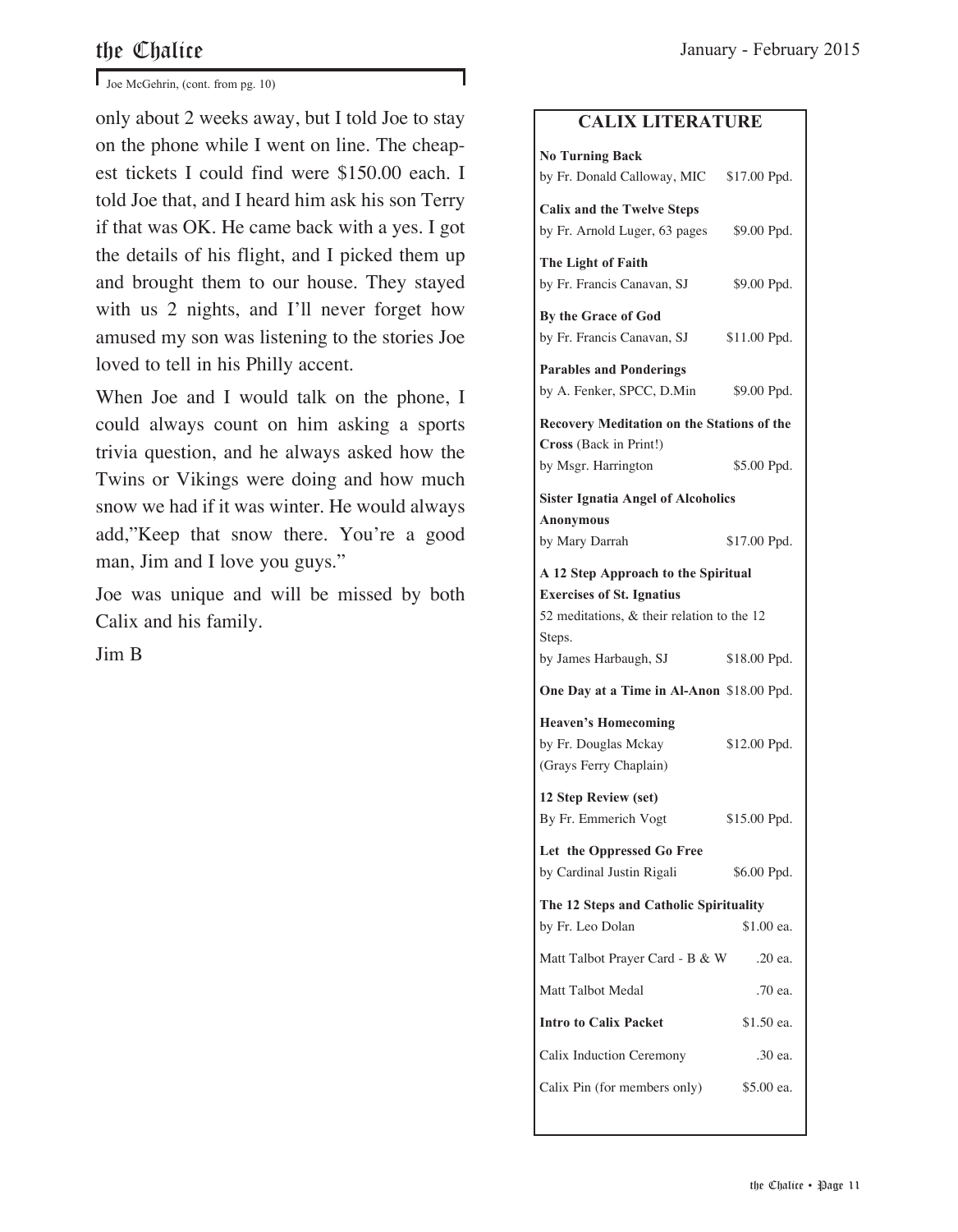Joe McGehrin, (cont. from pg. 10)

only about 2 weeks away, but I told Joe to stay on the phone while I went on line. The cheapest tickets I could find were $150.00 each. I told Joe that, and I heard him ask his son Terry if that was OK. He came back with a yes. I got the details of his flight, and I picked them up and brought them to our house. They stayed with us 2 nights, and I'll never forget how amused my son was listening to the stories Joe loved to tell in his Philly accent.

When Joe and I would talk on the phone, I could always count on him asking a sports trivia question, and he always asked how the Twins or Vikings were doing and how much snow we had if it was winter. He would always add,"Keep that snow there. You're a good man, Jim and I love you guys."

Joe was unique and will be missed by both Calix and his family.

Jim B

## CALIX LITERATURE

**No Turning Back**
by Fr. Donald Calloway, MIC — $17.00 Ppd.

**Calix and the Twelve Steps**
by Fr. Arnold Luger, 63 pages — $9.00 Ppd.

**The Light of Faith**
by Fr. Francis Canavan, SJ — $9.00 Ppd.

**By the Grace of God**
by Fr. Francis Canavan, SJ — $11.00 Ppd.

**Parables and Ponderings**
by A. Fenker, SPCC, D.Min — $9.00 Ppd.

**Recovery Meditation on the Stations of the Cross** (Back in Print!)
by Msgr. Harrington — $5.00 Ppd.

**Sister Ignatia Angel of Alcoholics Anonymous**
by Mary Darrah — $17.00 Ppd.

**A 12 Step Approach to the Spiritual Exercises of St. Ignatius**
52 meditations, & their relation to the 12 Steps.
by James Harbaugh, SJ — $18.00 Ppd.

**One Day at a Time in Al-Anon** — $18.00 Ppd.

**Heaven's Homecoming**
by Fr. Douglas Mckay (Grays Ferry Chaplain) — $12.00 Ppd.

**12 Step Review (set)**
By Fr. Emmerich Vogt — $15.00 Ppd.

**Let the Oppressed Go Free**
by Cardinal Justin Rigali — $6.00 Ppd.

**The 12 Steps and Catholic Spirituality**
by Fr. Leo Dolan — $1.00 ea.

Matt Talbot Prayer Card - B & W — .20 ea.

Matt Talbot Medal — .70 ea.

**Intro to Calix Packet** — $1.50 ea.

Calix Induction Ceremony — .30 ea.

Calix Pin (for members only) — $5.00 ea.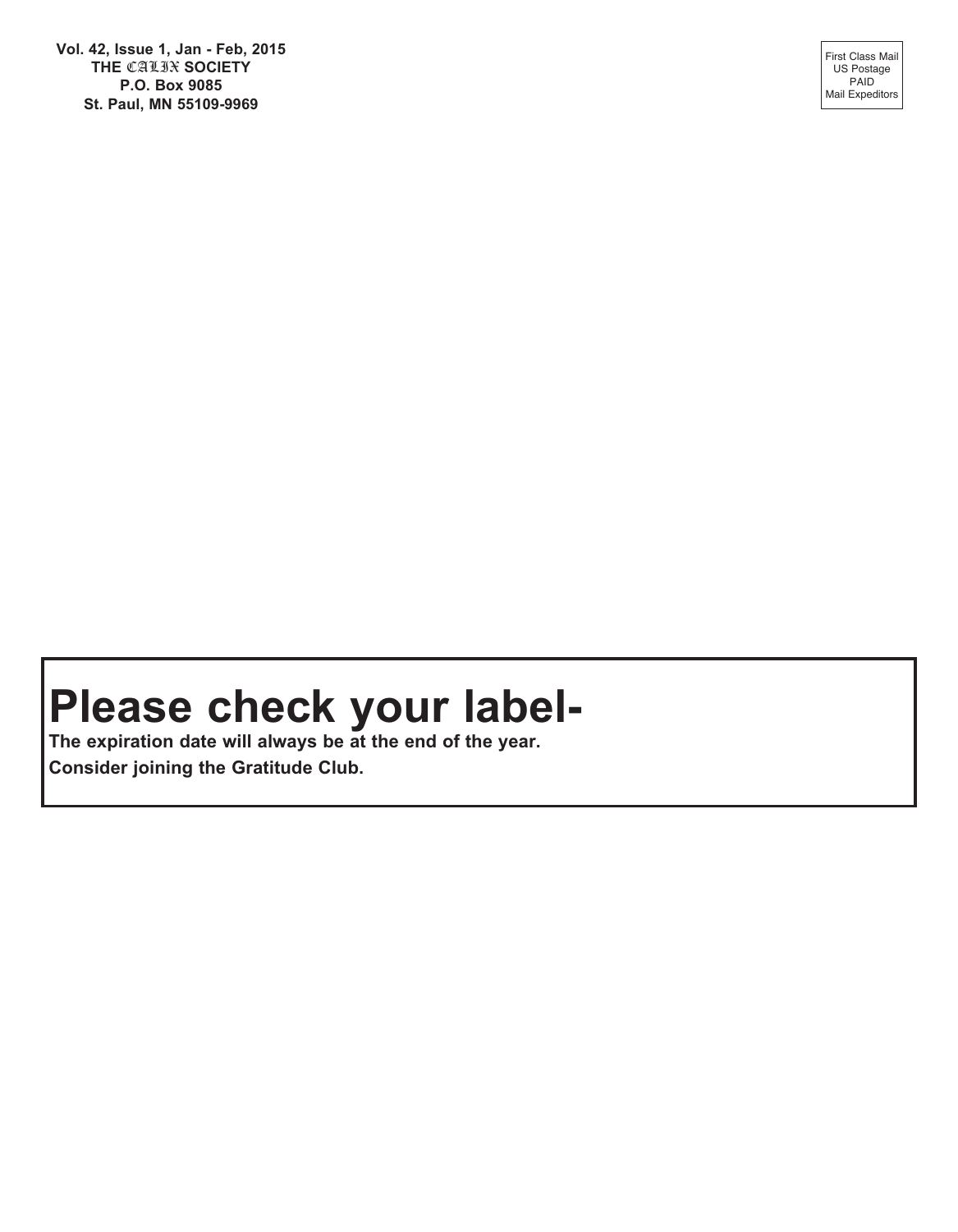Vol. 42, Issue 1, Jan - Feb, 2015
**THE CALIX SOCIETY**
**P.O. Box 9085**
**St. Paul, MN 55109-9969**

First Class Mail
US Postage
PAID
Mail Expeditors

# Please check your label-

**The expiration date will always be at the end of the year.**

**Consider joining the Gratitude Club.**